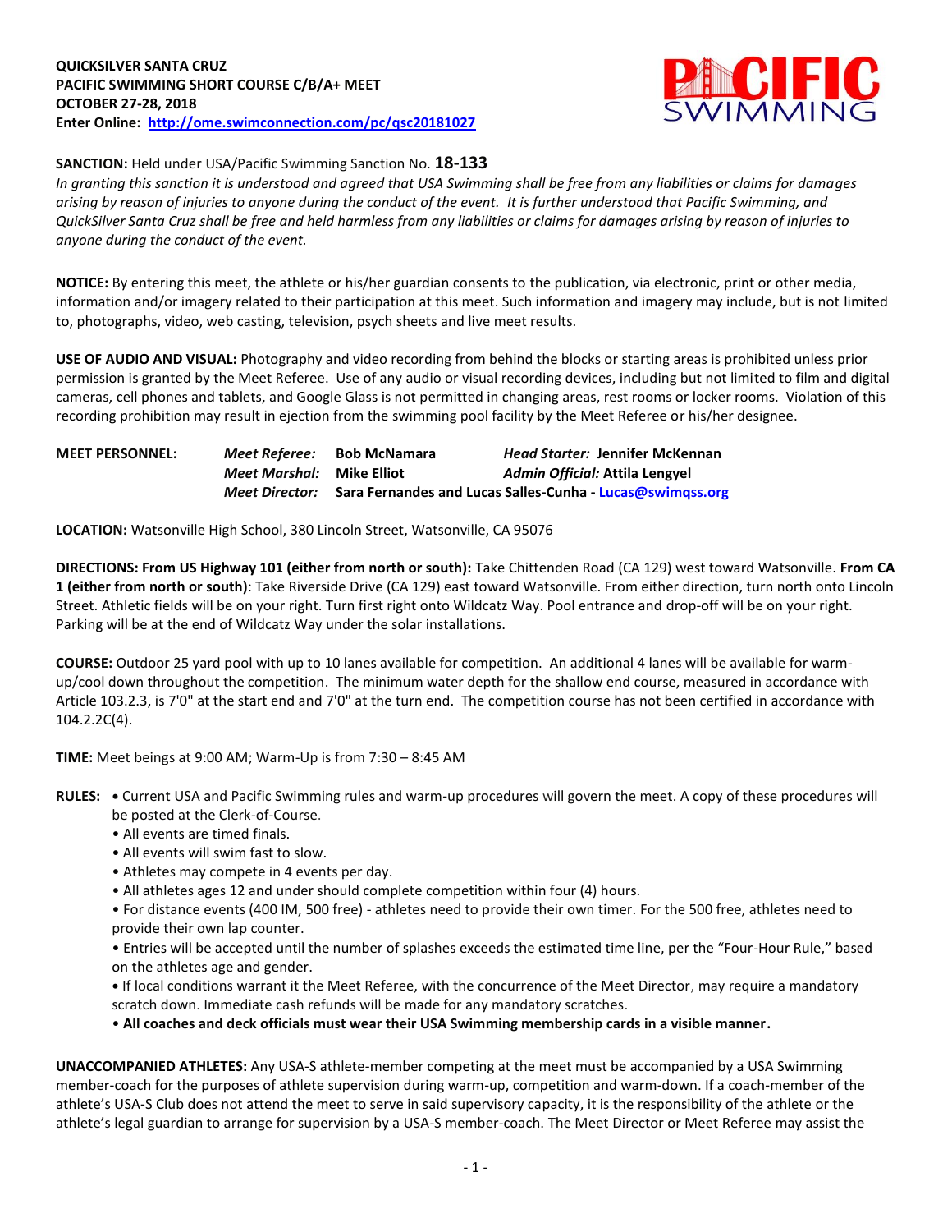**QUICKSILVER SANTA CRUZ**
**PACIFIC SWIMMING SHORT COURSE C/B/A+ MEET**
**OCTOBER 27-28, 2018**
**Enter Online: [http://ome.swimconnection.com/pc/qsc20181027](http://ome.swimconnection.com/pc/qsc20181027)**

**SANCTION:** Held under USA/Pacific Swimming Sanction No. **18-133**
*In granting this sanction it is understood and agreed that USA Swimming shall be free from any liabilities or claims for damages arising by reason of injuries to anyone during the conduct of the event. It is further understood that Pacific Swimming, and QuickSilver Santa Cruz shall be free and held harmless from any liabilities or claims for damages arising by reason of injuries to anyone during the conduct of the event.*

**NOTICE:** By entering this meet, the athlete or his/her guardian consents to the publication, via electronic, print or other media, information and/or imagery related to their participation at this meet. Such information and imagery may include, but is not limited to, photographs, video, web casting, television, psych sheets and live meet results.

**USE OF AUDIO AND VISUAL:** Photography and video recording from behind the blocks or starting areas is prohibited unless prior permission is granted by the Meet Referee. Use of any audio or visual recording devices, including but not limited to film and digital cameras, cell phones and tablets, and Google Glass is not permitted in changing areas, rest rooms or locker rooms. Violation of this recording prohibition may result in ejection from the swimming pool facility by the Meet Referee or his/her designee.

**MEET PERSONNEL:**
*Meet Referee:* **Bob McNamara** — *Head Starter:* **Jennifer McKennan**
*Meet Marshal:* **Mike Elliot** — *Admin Official:* **Attila Lengyel**
*Meet Director:* **Sara Fernandes and Lucas Salles-Cunha - [Lucas@swimqss.org](mailto:Lucas@swimqss.org)**

**LOCATION:** Watsonville High School, 380 Lincoln Street, Watsonville, CA 95076

**DIRECTIONS: From US Highway 101 (either from north or south):** Take Chittenden Road (CA 129) west toward Watsonville. **From CA 1 (either from north or south)**: Take Riverside Drive (CA 129) east toward Watsonville. From either direction, turn north onto Lincoln Street. Athletic fields will be on your right. Turn first right onto Wildcatz Way. Pool entrance and drop-off will be on your right. Parking will be at the end of Wildcatz Way under the solar installations.

**COURSE:** Outdoor 25 yard pool with up to 10 lanes available for competition. An additional 4 lanes will be available for warm-up/cool down throughout the competition. The minimum water depth for the shallow end course, measured in accordance with Article 103.2.3, is 7'0" at the start end and 7'0" at the turn end. The competition course has not been certified in accordance with 104.2.2C(4).

**TIME:** Meet beings at 9:00 AM; Warm-Up is from 7:30 – 8:45 AM

**RULES:**

- Current USA and Pacific Swimming rules and warm-up procedures will govern the meet. A copy of these procedures will be posted at the Clerk-of-Course.
- All events are timed finals.
- All events will swim fast to slow.
- Athletes may compete in 4 events per day.
- All athletes ages 12 and under should complete competition within four (4) hours.
- For distance events (400 IM, 500 free) - athletes need to provide their own timer. For the 500 free, athletes need to provide their own lap counter.
- Entries will be accepted until the number of splashes exceeds the estimated time line, per the "Four-Hour Rule," based on the athletes age and gender.
- If local conditions warrant it the Meet Referee, with the concurrence of the Meet Director, may require a mandatory scratch down. Immediate cash refunds will be made for any mandatory scratches.
- **All coaches and deck officials must wear their USA Swimming membership cards in a visible manner.**

**UNACCOMPANIED ATHLETES:** Any USA-S athlete-member competing at the meet must be accompanied by a USA Swimming member-coach for the purposes of athlete supervision during warm-up, competition and warm-down. If a coach-member of the athlete's USA-S Club does not attend the meet to serve in said supervisory capacity, it is the responsibility of the athlete or the athlete's legal guardian to arrange for supervision by a USA-S member-coach. The Meet Director or Meet Referee may assist the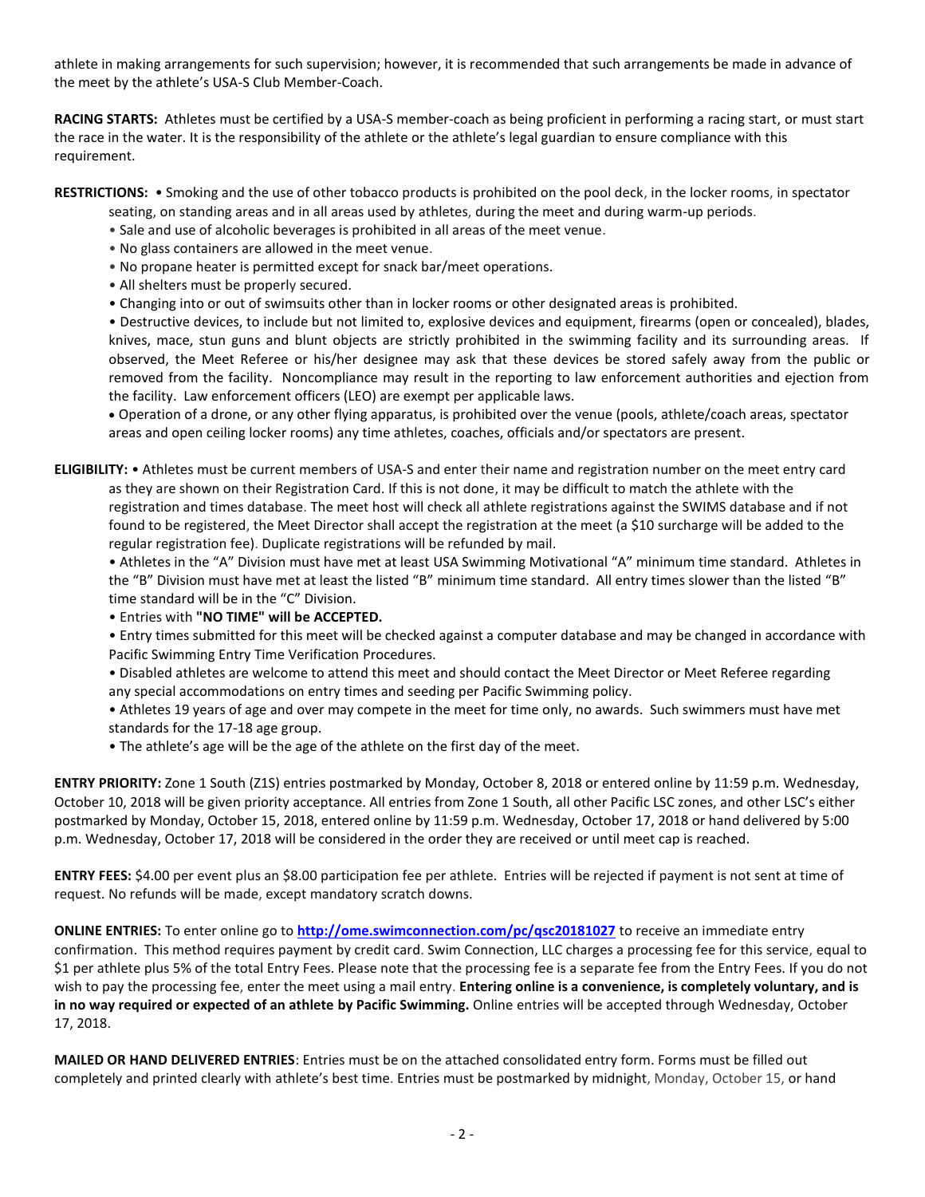athlete in making arrangements for such supervision; however, it is recommended that such arrangements be made in advance of the meet by the athlete's USA-S Club Member-Coach.

**RACING STARTS:** Athletes must be certified by a USA-S member-coach as being proficient in performing a racing start, or must start the race in the water. It is the responsibility of the athlete or the athlete's legal guardian to ensure compliance with this requirement.

**RESTRICTIONS:**
- Smoking and the use of other tobacco products is prohibited on the pool deck, in the locker rooms, in spectator seating, on standing areas and in all areas used by athletes, during the meet and during warm-up periods.
- Sale and use of alcoholic beverages is prohibited in all areas of the meet venue.
- No glass containers are allowed in the meet venue.
- No propane heater is permitted except for snack bar/meet operations.
- All shelters must be properly secured.
- Changing into or out of swimsuits other than in locker rooms or other designated areas is prohibited.
- Destructive devices, to include but not limited to, explosive devices and equipment, firearms (open or concealed), blades, knives, mace, stun guns and blunt objects are strictly prohibited in the swimming facility and its surrounding areas. If observed, the Meet Referee or his/her designee may ask that these devices be stored safely away from the public or removed from the facility. Noncompliance may result in the reporting to law enforcement authorities and ejection from the facility. Law enforcement officers (LEO) are exempt per applicable laws.
- Operation of a drone, or any other flying apparatus, is prohibited over the venue (pools, athlete/coach areas, spectator areas and open ceiling locker rooms) any time athletes, coaches, officials and/or spectators are present.

**ELIGIBILITY:**
- Athletes must be current members of USA-S and enter their name and registration number on the meet entry card as they are shown on their Registration Card. If this is not done, it may be difficult to match the athlete with the registration and times database. The meet host will check all athlete registrations against the SWIMS database and if not found to be registered, the Meet Director shall accept the registration at the meet (a $10 surcharge will be added to the regular registration fee). Duplicate registrations will be refunded by mail.
- Athletes in the "A" Division must have met at least USA Swimming Motivational "A" minimum time standard. Athletes in the "B" Division must have met at least the listed "B" minimum time standard. All entry times slower than the listed "B" time standard will be in the "C" Division.
- Entries with **"NO TIME" will be ACCEPTED.**
- Entry times submitted for this meet will be checked against a computer database and may be changed in accordance with Pacific Swimming Entry Time Verification Procedures.
- Disabled athletes are welcome to attend this meet and should contact the Meet Director or Meet Referee regarding any special accommodations on entry times and seeding per Pacific Swimming policy.
- Athletes 19 years of age and over may compete in the meet for time only, no awards. Such swimmers must have met standards for the 17-18 age group.
- The athlete's age will be the age of the athlete on the first day of the meet.

**ENTRY PRIORITY:** Zone 1 South (Z1S) entries postmarked by Monday, October 8, 2018 or entered online by 11:59 p.m. Wednesday, October 10, 2018 will be given priority acceptance. All entries from Zone 1 South, all other Pacific LSC zones, and other LSC's either postmarked by Monday, October 15, 2018, entered online by 11:59 p.m. Wednesday, October 17, 2018 or hand delivered by 5:00 p.m. Wednesday, October 17, 2018 will be considered in the order they are received or until meet cap is reached.

**ENTRY FEES:** $4.00 per event plus an $8.00 participation fee per athlete. Entries will be rejected if payment is not sent at time of request. No refunds will be made, except mandatory scratch downs.

**ONLINE ENTRIES:** To enter online go to **http://ome.swimconnection.com/pc/qsc20181027** to receive an immediate entry confirmation. This method requires payment by credit card. Swim Connection, LLC charges a processing fee for this service, equal to $1 per athlete plus 5% of the total Entry Fees. Please note that the processing fee is a separate fee from the Entry Fees. If you do not wish to pay the processing fee, enter the meet using a mail entry. **Entering online is a convenience, is completely voluntary, and is in no way required or expected of an athlete by Pacific Swimming.** Online entries will be accepted through Wednesday, October 17, 2018.

**MAILED OR HAND DELIVERED ENTRIES**: Entries must be on the attached consolidated entry form. Forms must be filled out completely and printed clearly with athlete's best time. Entries must be postmarked by midnight, Monday, October 15, or hand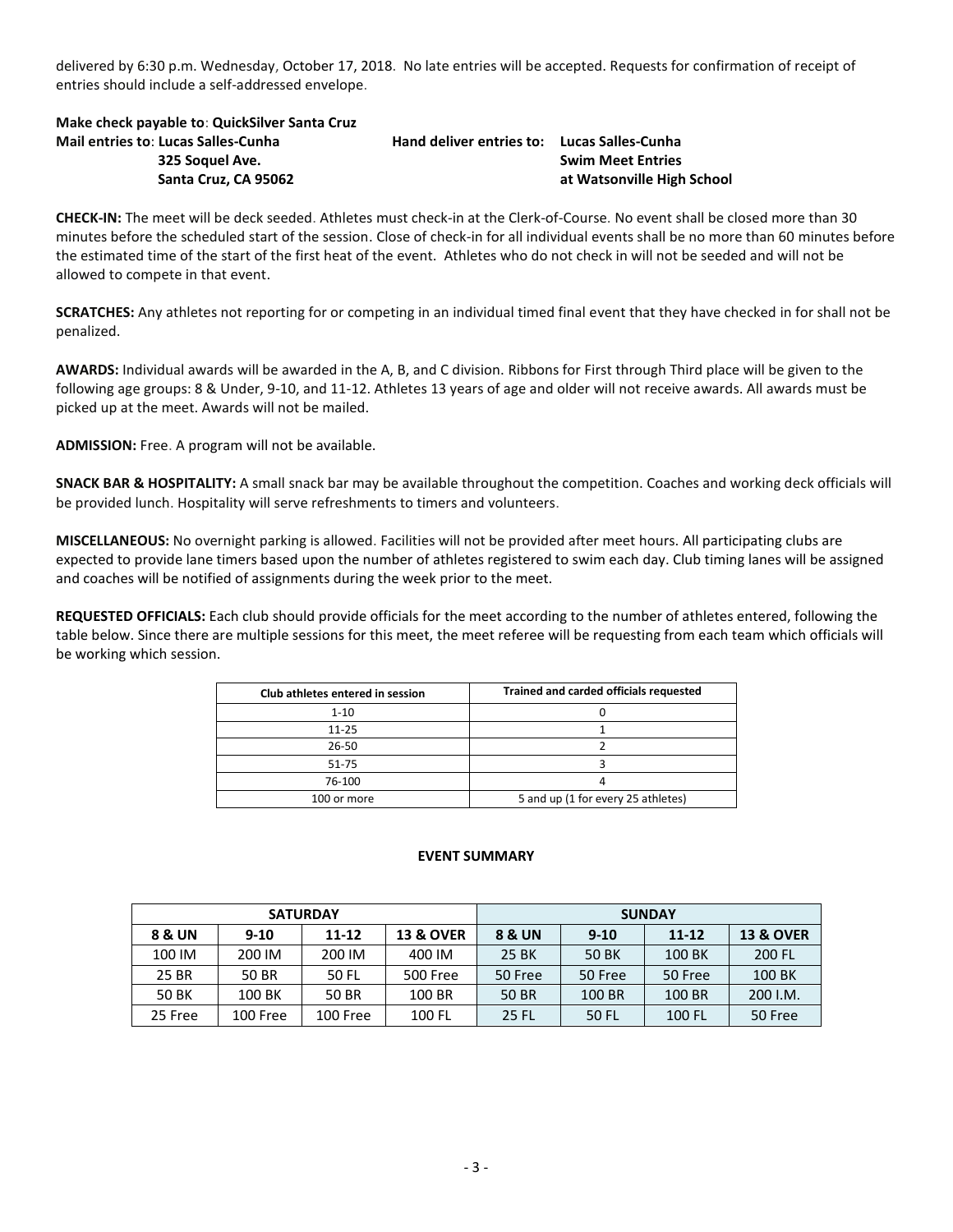delivered by 6:30 p.m. Wednesday, October 17, 2018. No late entries will be accepted. Requests for confirmation of receipt of entries should include a self-addressed envelope.

**Make check payable to**: **QuickSilver Santa Cruz**

**Mail entries to**: **Lucas Salles-Cunha**
**325 Soquel Ave.**
**Santa Cruz, CA 95062**

**Hand deliver entries to: Lucas Salles-Cunha**
**Swim Meet Entries**
**at Watsonville High School**

**CHECK-IN:** The meet will be deck seeded. Athletes must check-in at the Clerk-of-Course. No event shall be closed more than 30 minutes before the scheduled start of the session. Close of check-in for all individual events shall be no more than 60 minutes before the estimated time of the start of the first heat of the event. Athletes who do not check in will not be seeded and will not be allowed to compete in that event.

**SCRATCHES:** Any athletes not reporting for or competing in an individual timed final event that they have checked in for shall not be penalized.

**AWARDS:** Individual awards will be awarded in the A, B, and C division. Ribbons for First through Third place will be given to the following age groups: 8 & Under, 9-10, and 11-12. Athletes 13 years of age and older will not receive awards. All awards must be picked up at the meet. Awards will not be mailed.

**ADMISSION:** Free. A program will not be available.

**SNACK BAR & HOSPITALITY:** A small snack bar may be available throughout the competition. Coaches and working deck officials will be provided lunch. Hospitality will serve refreshments to timers and volunteers.

**MISCELLANEOUS:** No overnight parking is allowed. Facilities will not be provided after meet hours. All participating clubs are expected to provide lane timers based upon the number of athletes registered to swim each day. Club timing lanes will be assigned and coaches will be notified of assignments during the week prior to the meet.

**REQUESTED OFFICIALS:** Each club should provide officials for the meet according to the number of athletes entered, following the table below. Since there are multiple sessions for this meet, the meet referee will be requesting from each team which officials will be working which session.

| Club athletes entered in session | Trained and carded officials requested |
|---|---|
| 1-10 | 0 |
| 11-25 | 1 |
| 26-50 | 2 |
| 51-75 | 3 |
| 76-100 | 4 |
| 100 or more | 5 and up (1 for every 25 athletes) |

**EVENT SUMMARY**

| SATURDAY | | | | SUNDAY | | | |
|---|---|---|---|---|---|---|---|
| **8 & UN** | **9-10** | **11-12** | **13 & OVER** | **8 & UN** | **9-10** | **11-12** | **13 & OVER** |
| 100 IM | 200 IM | 200 IM | 400 IM | 25 BK | 50 BK | 100 BK | 200 FL |
| 25 BR | 50 BR | 50 FL | 500 Free | 50 Free | 50 Free | 50 Free | 100 BK |
| 50 BK | 100 BK | 50 BR | 100 BR | 50 BR | 100 BR | 100 BR | 200 I.M. |
| 25 Free | 100 Free | 100 Free | 100 FL | 25 FL | 50 FL | 100 FL | 50 Free |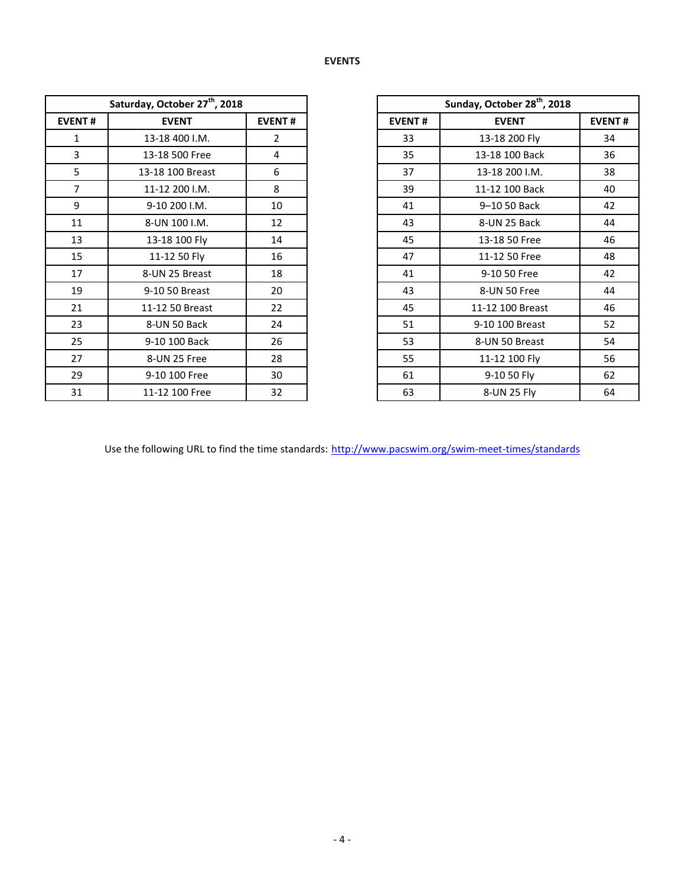## EVENTS

| Saturday, October 27th, 2018 | | |
|---|---|---|
| EVENT # | EVENT | EVENT # |
| 1 | 13-18 400 I.M. | 2 |
| 3 | 13-18 500 Free | 4 |
| 5 | 13-18 100 Breast | 6 |
| 7 | 11-12 200 I.M. | 8 |
| 9 | 9-10 200 I.M. | 10 |
| 11 | 8-UN 100 I.M. | 12 |
| 13 | 13-18 100 Fly | 14 |
| 15 | 11-12 50 Fly | 16 |
| 17 | 8-UN 25 Breast | 18 |
| 19 | 9-10 50 Breast | 20 |
| 21 | 11-12 50 Breast | 22 |
| 23 | 8-UN 50 Back | 24 |
| 25 | 9-10 100 Back | 26 |
| 27 | 8-UN 25 Free | 28 |
| 29 | 9-10 100 Free | 30 |
| 31 | 11-12 100 Free | 32 |

| Sunday, October 28th, 2018 | | |
|---|---|---|
| EVENT # | EVENT | EVENT # |
| 33 | 13-18 200 Fly | 34 |
| 35 | 13-18 100 Back | 36 |
| 37 | 13-18 200 I.M. | 38 |
| 39 | 11-12 100 Back | 40 |
| 41 | 9–10 50 Back | 42 |
| 43 | 8-UN 25 Back | 44 |
| 45 | 13-18 50 Free | 46 |
| 47 | 11-12 50 Free | 48 |
| 41 | 9-10 50 Free | 42 |
| 43 | 8-UN 50 Free | 44 |
| 45 | 11-12 100 Breast | 46 |
| 51 | 9-10 100 Breast | 52 |
| 53 | 8-UN 50 Breast | 54 |
| 55 | 11-12 100 Fly | 56 |
| 61 | 9-10 50 Fly | 62 |
| 63 | 8-UN 25 Fly | 64 |

Use the following URL to find the time standards: http://www.pacswim.org/swim-meet-times/standards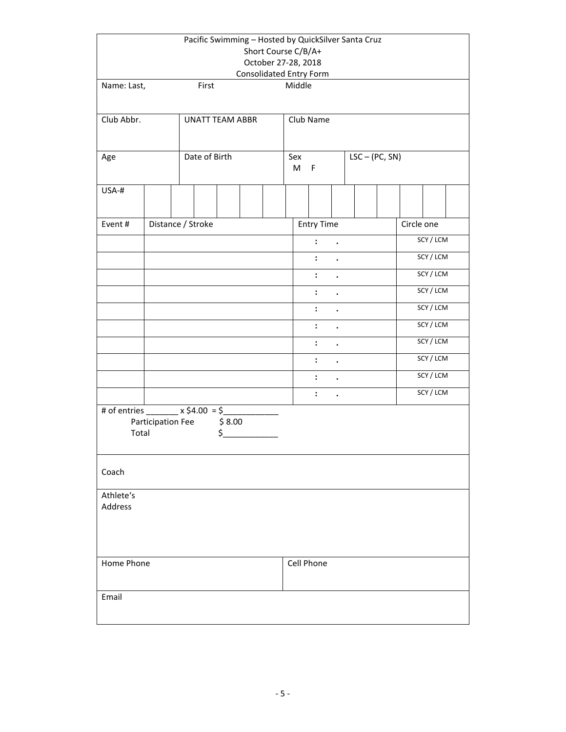Pacific Swimming – Hosted by QuickSilver Santa Cruz
Short Course C/B/A+
October 27-28, 2018
Consolidated Entry Form

| Name: Last, | First | Middle |
|---|---|---|
| | | |

| Club Abbr. | UNATT TEAM ABBR | Club Name |
|---|---|---|
| | | |

| Age | Date of Birth | Sex M F | LSC – (PC, SN) |
|---|---|---|---|
| | | | |

| USA-# | | | | | | | | | | | | | | |
|---|---|---|---|---|---|---|---|---|---|---|---|---|---|---|
| | | | | | | | | | | | | | | |

| Event # | Distance / Stroke | Entry Time | Circle one |
|---|---|---|---|
| | | : . | SCY / LCM |
| | | : . | SCY / LCM |
| | | : . | SCY / LCM |
| | | : . | SCY / LCM |
| | | : . | SCY / LCM |
| | | : . | SCY / LCM |
| | | : . | SCY / LCM |
| | | : . | SCY / LCM |
| | | : . | SCY / LCM |
| | | : . | SCY / LCM |

# of entries _______ x $4.00 = $____________
Participation Fee $ 8.00
Total $____________

Coach

Athlete's Address

| Home Phone | Cell Phone |
|---|---|
| | |

Email